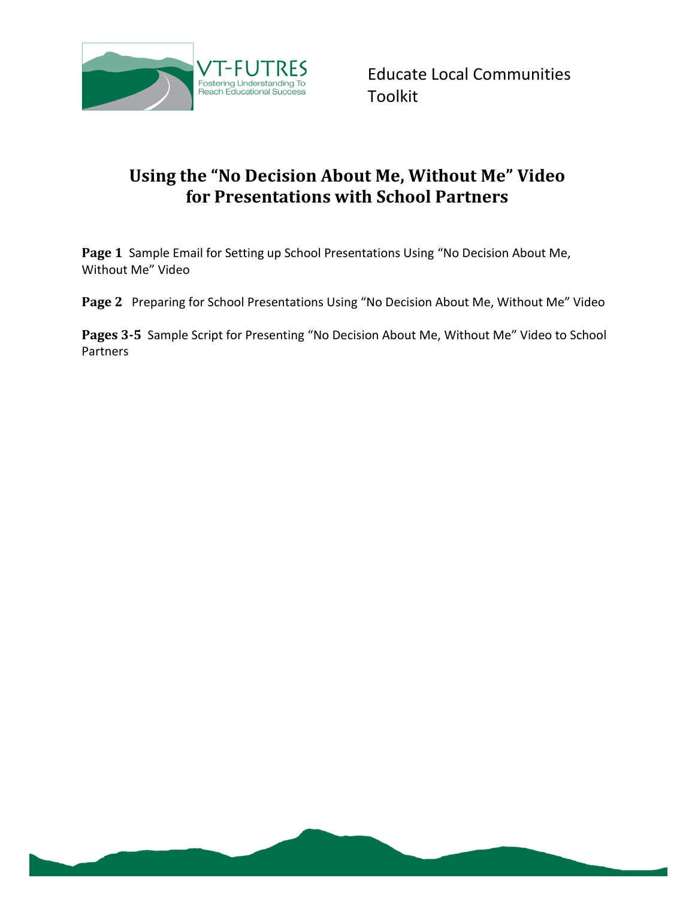VT-FUTRES
Fostering Understanding To Reach Educational Success

Educate Local Communities Toolkit

# Using the "No Decision About Me, Without Me" Video for Presentations with School Partners

**Page 1** Sample Email for Setting up School Presentations Using "No Decision About Me, Without Me" Video

**Page 2** Preparing for School Presentations Using "No Decision About Me, Without Me" Video

**Pages 3-5** Sample Script for Presenting "No Decision About Me, Without Me" Video to School Partners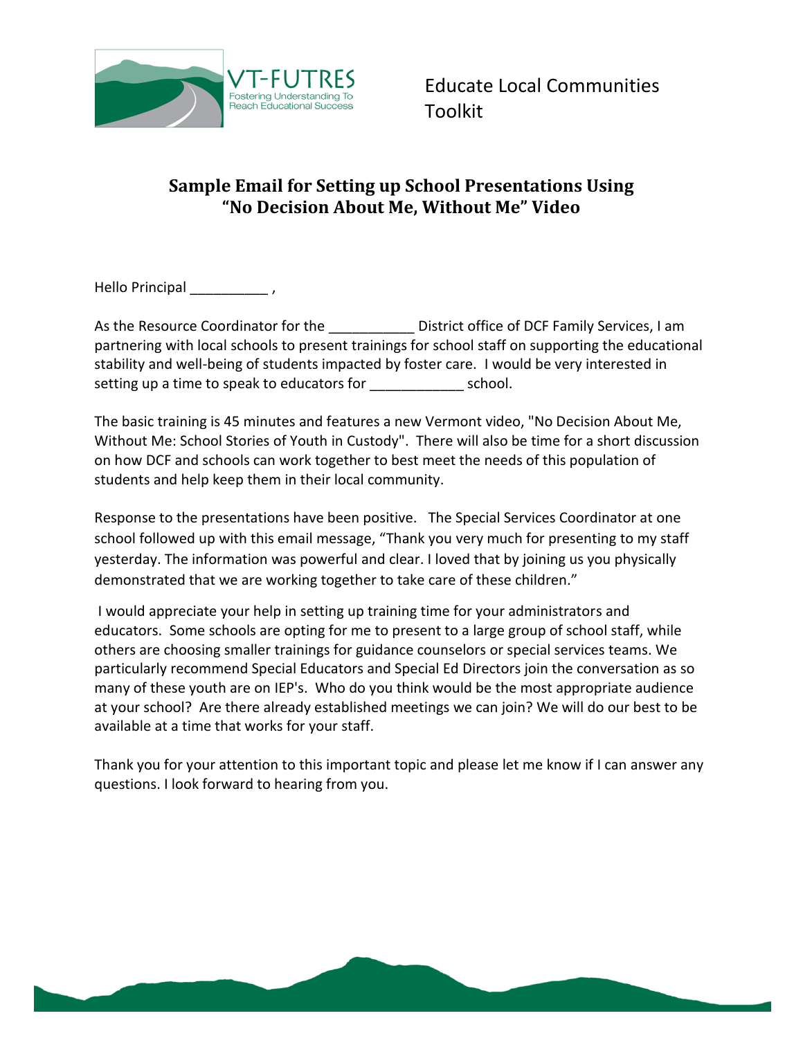VT-FUTRES
Fostering Understanding To Reach Educational Success

Educate Local Communities Toolkit

## Sample Email for Setting up School Presentations Using "No Decision About Me, Without Me" Video

Hello Principal __________ ,

As the Resource Coordinator for the ___________ District office of DCF Family Services, I am partnering with local schools to present trainings for school staff on supporting the educational stability and well-being of students impacted by foster care. I would be very interested in setting up a time to speak to educators for ____________ school.

The basic training is 45 minutes and features a new Vermont video, "No Decision About Me, Without Me: School Stories of Youth in Custody". There will also be time for a short discussion on how DCF and schools can work together to best meet the needs of this population of students and help keep them in their local community.

Response to the presentations have been positive. The Special Services Coordinator at one school followed up with this email message, "Thank you very much for presenting to my staff yesterday. The information was powerful and clear. I loved that by joining us you physically demonstrated that we are working together to take care of these children."

I would appreciate your help in setting up training time for your administrators and educators. Some schools are opting for me to present to a large group of school staff, while others are choosing smaller trainings for guidance counselors or special services teams. We particularly recommend Special Educators and Special Ed Directors join the conversation as so many of these youth are on IEP's. Who do you think would be the most appropriate audience at your school? Are there already established meetings we can join? We will do our best to be available at a time that works for your staff.

Thank you for your attention to this important topic and please let me know if I can answer any questions. I look forward to hearing from you.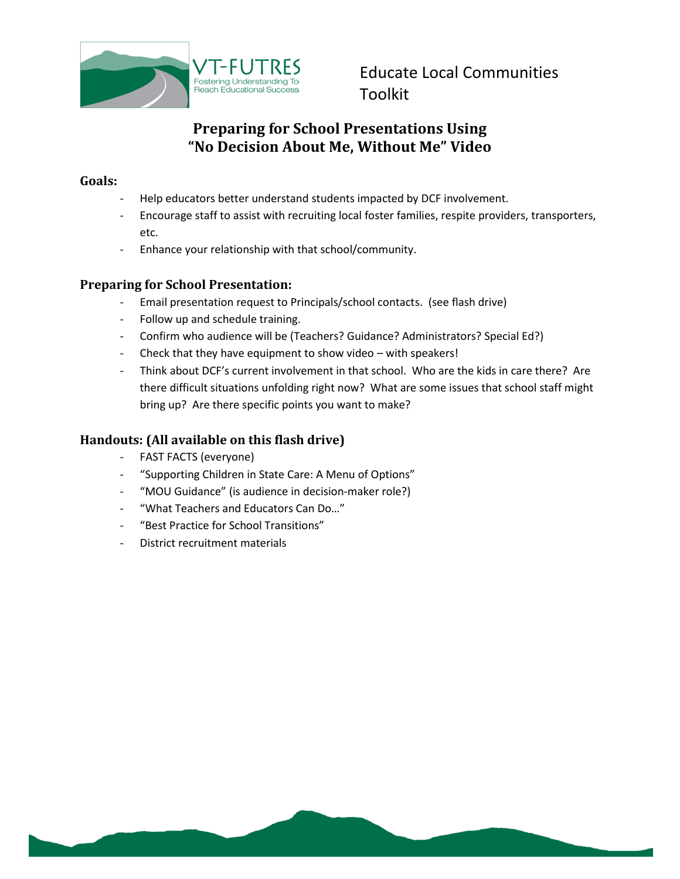VT-FUTRES
Fostering Understanding To Reach Educational Success

Educate Local Communities Toolkit

# Preparing for School Presentations Using "No Decision About Me, Without Me" Video

## Goals:

- Help educators better understand students impacted by DCF involvement.
- Encourage staff to assist with recruiting local foster families, respite providers, transporters, etc.
- Enhance your relationship with that school/community.

## Preparing for School Presentation:

- Email presentation request to Principals/school contacts. (see flash drive)
- Follow up and schedule training.
- Confirm who audience will be (Teachers? Guidance? Administrators? Special Ed?)
- Check that they have equipment to show video – with speakers!
- Think about DCF's current involvement in that school. Who are the kids in care there? Are there difficult situations unfolding right now? What are some issues that school staff might bring up? Are there specific points you want to make?

## Handouts: (All available on this flash drive)

- FAST FACTS (everyone)
- "Supporting Children in State Care: A Menu of Options"
- "MOU Guidance" (is audience in decision-maker role?)
- "What Teachers and Educators Can Do…"
- "Best Practice for School Transitions"
- District recruitment materials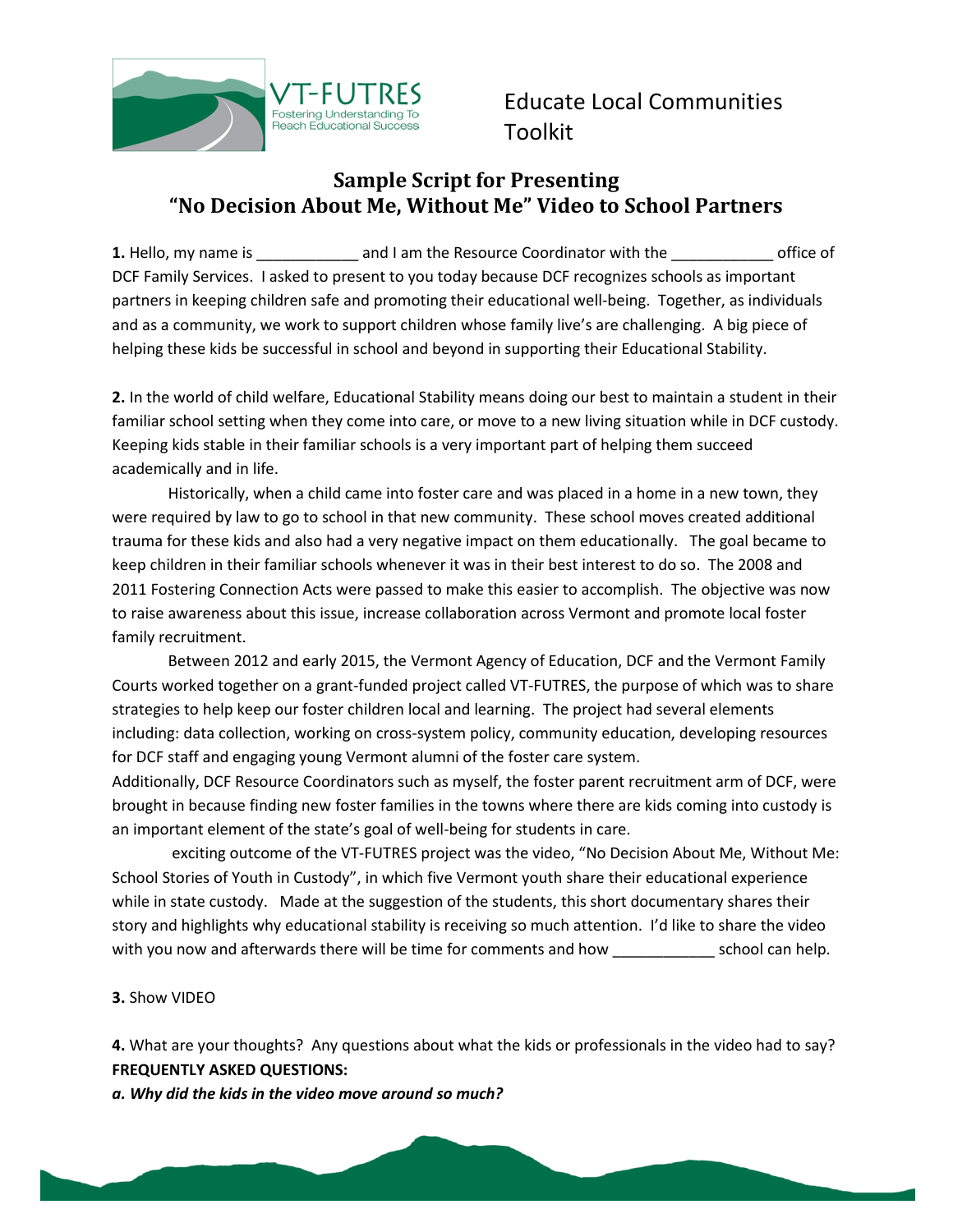Educate Local Communities Toolkit

## Sample Script for Presenting "No Decision About Me, Without Me" Video to School Partners

**1.** Hello, my name is ____________ and I am the Resource Coordinator with the ____________ office of DCF Family Services. I asked to present to you today because DCF recognizes schools as important partners in keeping children safe and promoting their educational well-being. Together, as individuals and as a community, we work to support children whose family live's are challenging. A big piece of helping these kids be successful in school and beyond in supporting their Educational Stability.

**2.** In the world of child welfare, Educational Stability means doing our best to maintain a student in their familiar school setting when they come into care, or move to a new living situation while in DCF custody. Keeping kids stable in their familiar schools is a very important part of helping them succeed academically and in life.

Historically, when a child came into foster care and was placed in a home in a new town, they were required by law to go to school in that new community. These school moves created additional trauma for these kids and also had a very negative impact on them educationally. The goal became to keep children in their familiar schools whenever it was in their best interest to do so. The 2008 and 2011 Fostering Connection Acts were passed to make this easier to accomplish. The objective was now to raise awareness about this issue, increase collaboration across Vermont and promote local foster family recruitment.

Between 2012 and early 2015, the Vermont Agency of Education, DCF and the Vermont Family Courts worked together on a grant-funded project called VT-FUTRES, the purpose of which was to share strategies to help keep our foster children local and learning. The project had several elements including: data collection, working on cross-system policy, community education, developing resources for DCF staff and engaging young Vermont alumni of the foster care system.

Additionally, DCF Resource Coordinators such as myself, the foster parent recruitment arm of DCF, were brought in because finding new foster families in the towns where there are kids coming into custody is an important element of the state's goal of well-being for students in care.

exciting outcome of the VT-FUTRES project was the video, "No Decision About Me, Without Me: School Stories of Youth in Custody", in which five Vermont youth share their educational experience while in state custody. Made at the suggestion of the students, this short documentary shares their story and highlights why educational stability is receiving so much attention. I'd like to share the video with you now and afterwards there will be time for comments and how ____________ school can help.

**3.** Show VIDEO

**4.** What are your thoughts? Any questions about what the kids or professionals in the video had to say?

**FREQUENTLY ASKED QUESTIONS:**

***a. Why did the kids in the video move around so much?***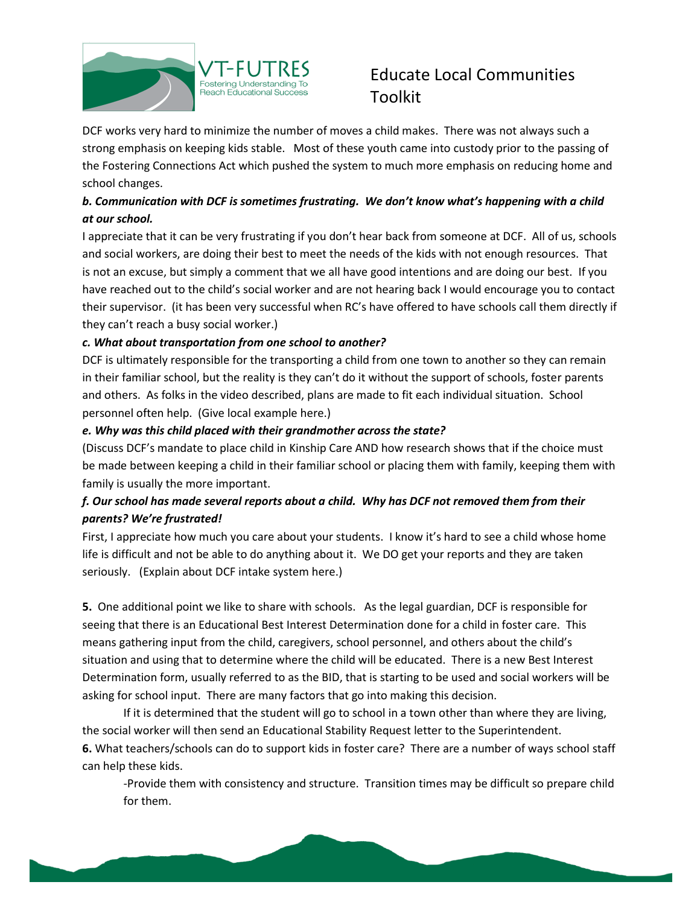DCF works very hard to minimize the number of moves a child makes. There was not always such a strong emphasis on keeping kids stable. Most of these youth came into custody prior to the passing of the Fostering Connections Act which pushed the system to much more emphasis on reducing home and school changes.

***b. Communication with DCF is sometimes frustrating. We don't know what's happening with a child at our school.***

I appreciate that it can be very frustrating if you don't hear back from someone at DCF. All of us, schools and social workers, are doing their best to meet the needs of the kids with not enough resources. That is not an excuse, but simply a comment that we all have good intentions and are doing our best. If you have reached out to the child's social worker and are not hearing back I would encourage you to contact their supervisor. (it has been very successful when RC's have offered to have schools call them directly if they can't reach a busy social worker.)

***c. What about transportation from one school to another?***

DCF is ultimately responsible for the transporting a child from one town to another so they can remain in their familiar school, but the reality is they can't do it without the support of schools, foster parents and others. As folks in the video described, plans are made to fit each individual situation. School personnel often help. (Give local example here.)

***e. Why was this child placed with their grandmother across the state?***

(Discuss DCF's mandate to place child in Kinship Care AND how research shows that if the choice must be made between keeping a child in their familiar school or placing them with family, keeping them with family is usually the more important.

***f. Our school has made several reports about a child. Why has DCF not removed them from their parents? We're frustrated!***

First, I appreciate how much you care about your students. I know it's hard to see a child whose home life is difficult and not be able to do anything about it. We DO get your reports and they are taken seriously. (Explain about DCF intake system here.)

**5.** One additional point we like to share with schools. As the legal guardian, DCF is responsible for seeing that there is an Educational Best Interest Determination done for a child in foster care. This means gathering input from the child, caregivers, school personnel, and others about the child's situation and using that to determine where the child will be educated. There is a new Best Interest Determination form, usually referred to as the BID, that is starting to be used and social workers will be asking for school input. There are many factors that go into making this decision.

If it is determined that the student will go to school in a town other than where they are living, the social worker will then send an Educational Stability Request letter to the Superintendent.

**6.** What teachers/schools can do to support kids in foster care? There are a number of ways school staff can help these kids.

-Provide them with consistency and structure. Transition times may be difficult so prepare child for them.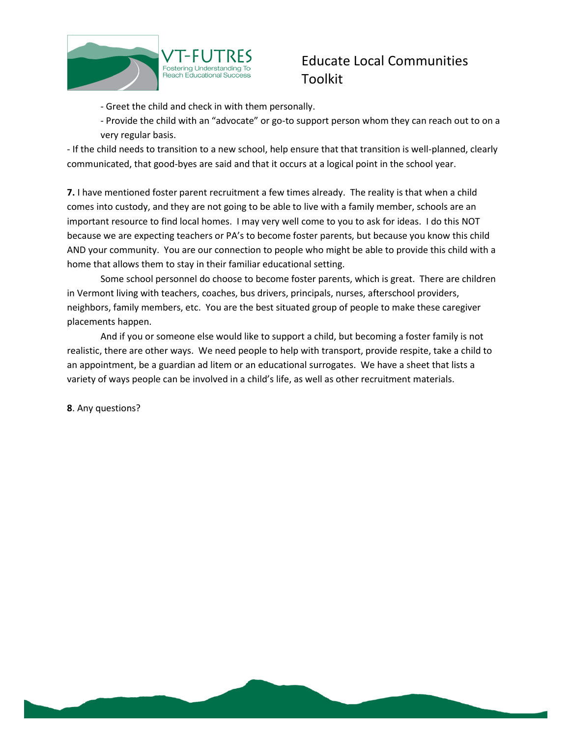- Greet the child and check in with them personally.

- Provide the child with an "advocate" or go-to support person whom they can reach out to on a very regular basis.

- If the child needs to transition to a new school, help ensure that that transition is well-planned, clearly communicated, that good-byes are said and that it occurs at a logical point in the school year.

**7.** I have mentioned foster parent recruitment a few times already. The reality is that when a child comes into custody, and they are not going to be able to live with a family member, schools are an important resource to find local homes. I may very well come to you to ask for ideas. I do this NOT because we are expecting teachers or PA's to become foster parents, but because you know this child AND your community. You are our connection to people who might be able to provide this child with a home that allows them to stay in their familiar educational setting.

Some school personnel do choose to become foster parents, which is great. There are children in Vermont living with teachers, coaches, bus drivers, principals, nurses, afterschool providers, neighbors, family members, etc. You are the best situated group of people to make these caregiver placements happen.

And if you or someone else would like to support a child, but becoming a foster family is not realistic, there are other ways. We need people to help with transport, provide respite, take a child to an appointment, be a guardian ad litem or an educational surrogates. We have a sheet that lists a variety of ways people can be involved in a child's life, as well as other recruitment materials.

**8**. Any questions?